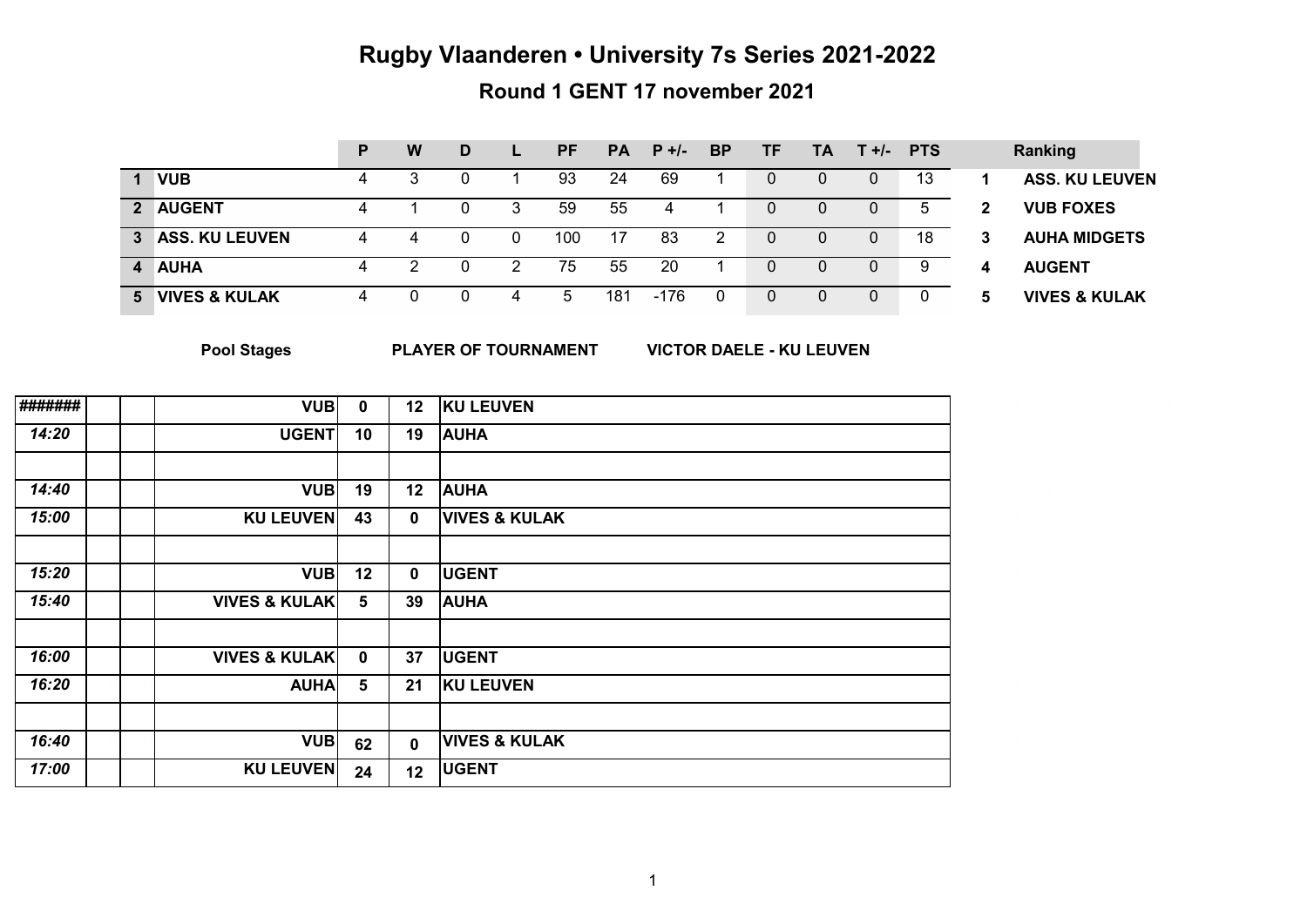# Rugby Vlaanderen • University 7s Series 2021-2022

## Round 1 GENT 17 november 2021

| | | P | W | D | L | PF | PA | P +/- | BP | TF | TA | T +/- | PTS |
|---|---|---|---|---|---|---|---|---|---|---|---|---|---|
| 1 | VUB | 4 | 3 | 0 | 1 | 93 | 24 | 69 | 1 | 0 | 0 | 0 | 13 |
| 2 | AUGENT | 4 | 1 | 0 | 3 | 59 | 55 | 4 | 1 | 0 | 0 | 0 | 5 |
| 3 | ASS. KU LEUVEN | 4 | 4 | 0 | 0 | 100 | 17 | 83 | 2 | 0 | 0 | 0 | 18 |
| 4 | AUHA | 4 | 2 | 0 | 2 | 75 | 55 | 20 | 1 | 0 | 0 | 0 | 9 |
| 5 | VIVES & KULAK | 4 | 0 | 0 | 4 | 5 | 181 | -176 | 0 | 0 | 0 | 0 | 0 |

| Ranking | |
|---|---|
| 1 | ASS. KU LEUVEN |
| 2 | VUB FOXES |
| 3 | AUHA MIDGETS |
| 4 | AUGENT |
| 5 | VIVES & KULAK |

**Pool Stages**

**PLAYER OF TOURNAMENT** **VICTOR DAELE - KU LEUVEN**

| | | | | | | |
|---|---|---|---|---|---|---|
| ####### | | | VUB | 0 | 12 | KU LEUVEN |
| 14:20 | | | UGENT | 10 | 19 | AUHA |
| | | | | | | |
| 14:40 | | | VUB | 19 | 12 | AUHA |
| 15:00 | | | KU LEUVEN | 43 | 0 | VIVES & KULAK |
| | | | | | | |
| 15:20 | | | VUB | 12 | 0 | UGENT |
| 15:40 | | | VIVES & KULAK | 5 | 39 | AUHA |
| | | | | | | |
| 16:00 | | | VIVES & KULAK | 0 | 37 | UGENT |
| 16:20 | | | AUHA | 5 | 21 | KU LEUVEN |
| | | | | | | |
| 16:40 | | | VUB | 62 | 0 | VIVES & KULAK |
| 17:00 | | | KU LEUVEN | 24 | 12 | UGENT |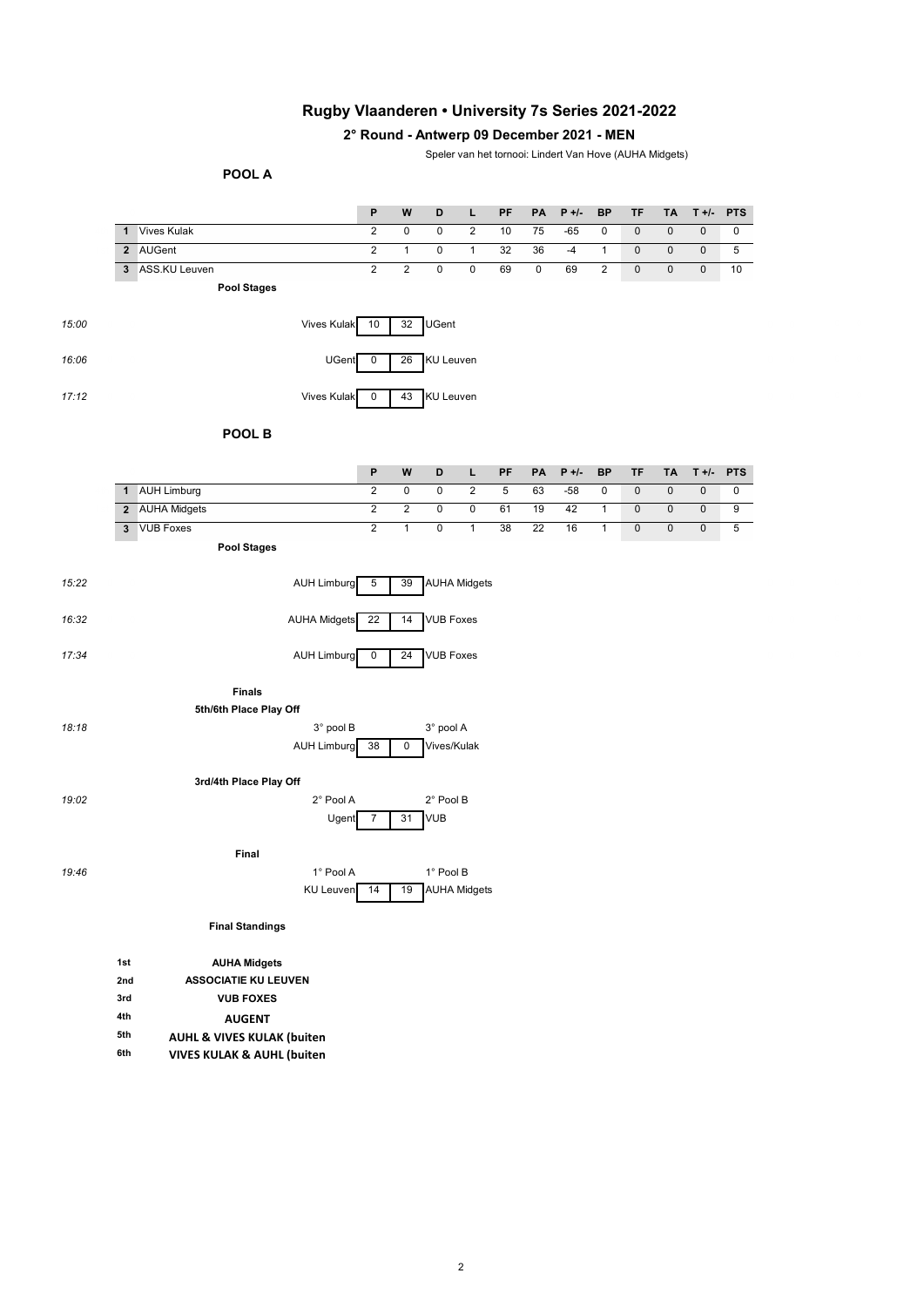# Rugby Vlaanderen • University 7s Series 2021-2022

## 2° Round - Antwerp 09 December 2021 - MEN

Speler van het tornooi: Lindert Van Hove (AUHA Midgets)

### POOL A

| | | P | W | D | L | PF | PA | P +/- | BP | TF | TA | T +/- | PTS |
|---|---|---|---|---|---|---|---|---|---|---|---|---|---|
| 1 | Vives Kulak | 2 | 0 | 0 | 2 | 10 | 75 | -65 | 0 | 0 | 0 | 0 | 0 |
| 2 | AUGent | 2 | 1 | 0 | 1 | 32 | 36 | -4 | 1 | 0 | 0 | 0 | 5 |
| 3 | ASS.KU Leuven | 2 | 2 | 0 | 0 | 69 | 0 | 69 | 2 | 0 | 0 | 0 | 10 |

**Pool Stages**

| Time | Team | Score | Score | Team |
|---|---|---|---|---|
| *15:00* | Vives Kulak | 10 | 32 | UGent |
| *16:06* | UGent | 0 | 26 | KU Leuven |
| *17:12* | Vives Kulak | 0 | 43 | KU Leuven |

### POOL B

| | | P | W | D | L | PF | PA | P +/- | BP | TF | TA | T +/- | PTS |
|---|---|---|---|---|---|---|---|---|---|---|---|---|---|
| 1 | AUH Limburg | 2 | 0 | 0 | 2 | 5 | 63 | -58 | 0 | 0 | 0 | 0 | 0 |
| 2 | AUHA Midgets | 2 | 2 | 0 | 0 | 61 | 19 | 42 | 1 | 0 | 0 | 0 | 9 |
| 3 | VUB Foxes | 2 | 1 | 0 | 1 | 38 | 22 | 16 | 1 | 0 | 0 | 0 | 5 |

**Pool Stages**

| Time | Team | Score | Score | Team |
|---|---|---|---|---|
| *15:22* | AUH Limburg | 5 | 39 | AUHA Midgets |
| *16:32* | AUHA Midgets | 22 | 14 | VUB Foxes |
| *17:34* | AUH Limburg | 0 | 24 | VUB Foxes |

**Finals**

**5th/6th Place Play Off**

| Time | Team | Score | Score | Team |
|---|---|---|---|---|
| *18:18* | 3° pool B | | | 3° pool A |
| | AUH Limburg | 38 | 0 | Vives/Kulak |

**3rd/4th Place Play Off**

| Time | Team | Score | Score | Team |
|---|---|---|---|---|
| *19:02* | 2° Pool A | | | 2° Pool B |
| | Ugent | 7 | 31 | VUB |

**Final**

| Time | Team | Score | Score | Team |
|---|---|---|---|---|
| *19:46* | 1° Pool A | | | 1° Pool B |
| | KU Leuven | 14 | 19 | AUHA Midgets |

**Final Standings**

| | |
|---|---|
| 1st | **AUHA Midgets** |
| 2nd | **ASSOCIATIE KU LEUVEN** |
| 3rd | **VUB FOXES** |
| 4th | **AUGENT** |
| 5th | **AUHL & VIVES KULAK (buiten** |
| 6th | **VIVES KULAK & AUHL (buiten** |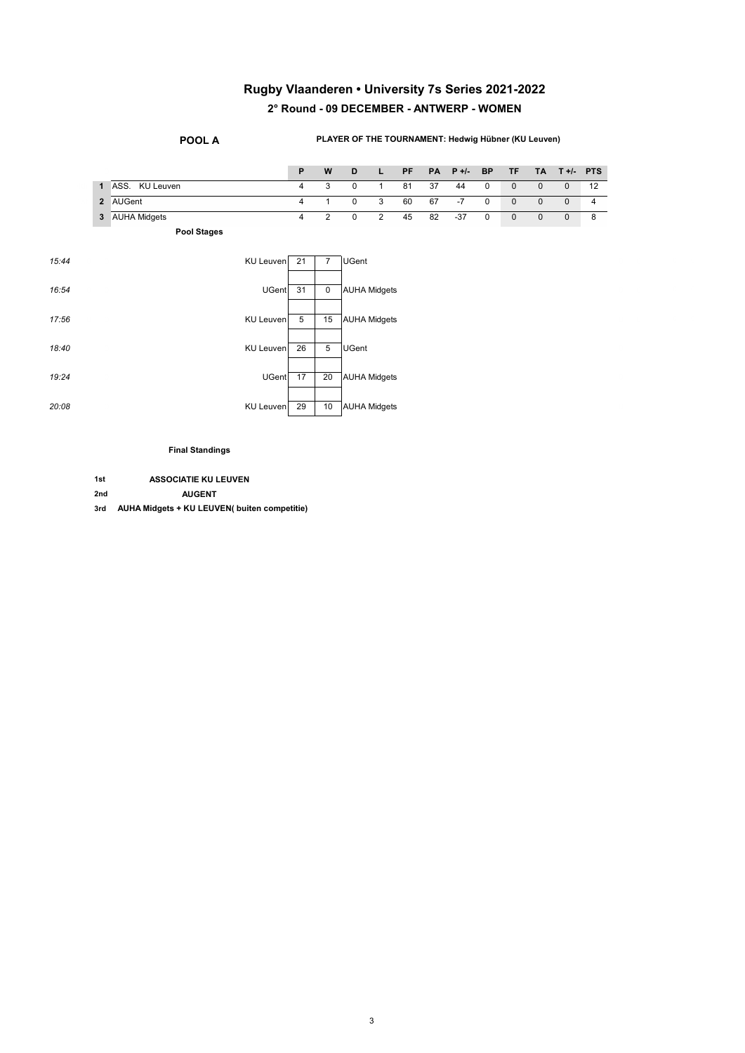# Rugby Vlaanderen • University 7s Series 2021-2022

## 2° Round - 09 DECEMBER - ANTWERP - WOMEN

### POOL A

**PLAYER OF THE TOURNAMENT: Hedwig Hübner (KU Leuven)**

| | | P | W | D | L | PF | PA | P +/- | BP | TF | TA | T +/- | PTS |
|---|---|---|---|---|---|---|---|---|---|---|---|---|---|
| 1 | ASS. KU Leuven | 4 | 3 | 0 | 1 | 81 | 37 | 44 | 0 | 0 | 0 | 0 | 12 |
| 2 | AUGent | 4 | 1 | 0 | 3 | 60 | 67 | -7 | 0 | 0 | 0 | 0 | 4 |
| 3 | AUHA Midgets | 4 | 2 | 0 | 2 | 45 | 82 | -37 | 0 | 0 | 0 | 0 | 8 |

**Pool Stages**

| | | | | |
|---|---|---|---|---|
| *15:44* | KU Leuven | 21 | 7 | UGent |
| *16:54* | UGent | 31 | 0 | AUHA Midgets |
| *17:56* | KU Leuven | 5 | 15 | AUHA Midgets |
| *18:40* | KU Leuven | 26 | 5 | UGent |
| *19:24* | UGent | 17 | 20 | AUHA Midgets |
| *20:08* | KU Leuven | 29 | 10 | AUHA Midgets |

**Final Standings**

| | |
|---|---|
| **1st** | **ASSOCIATIE KU LEUVEN** |
| **2nd** | **AUGENT** |
| **3rd** | **AUHA Midgets + KU LEUVEN( buiten competitie)** |